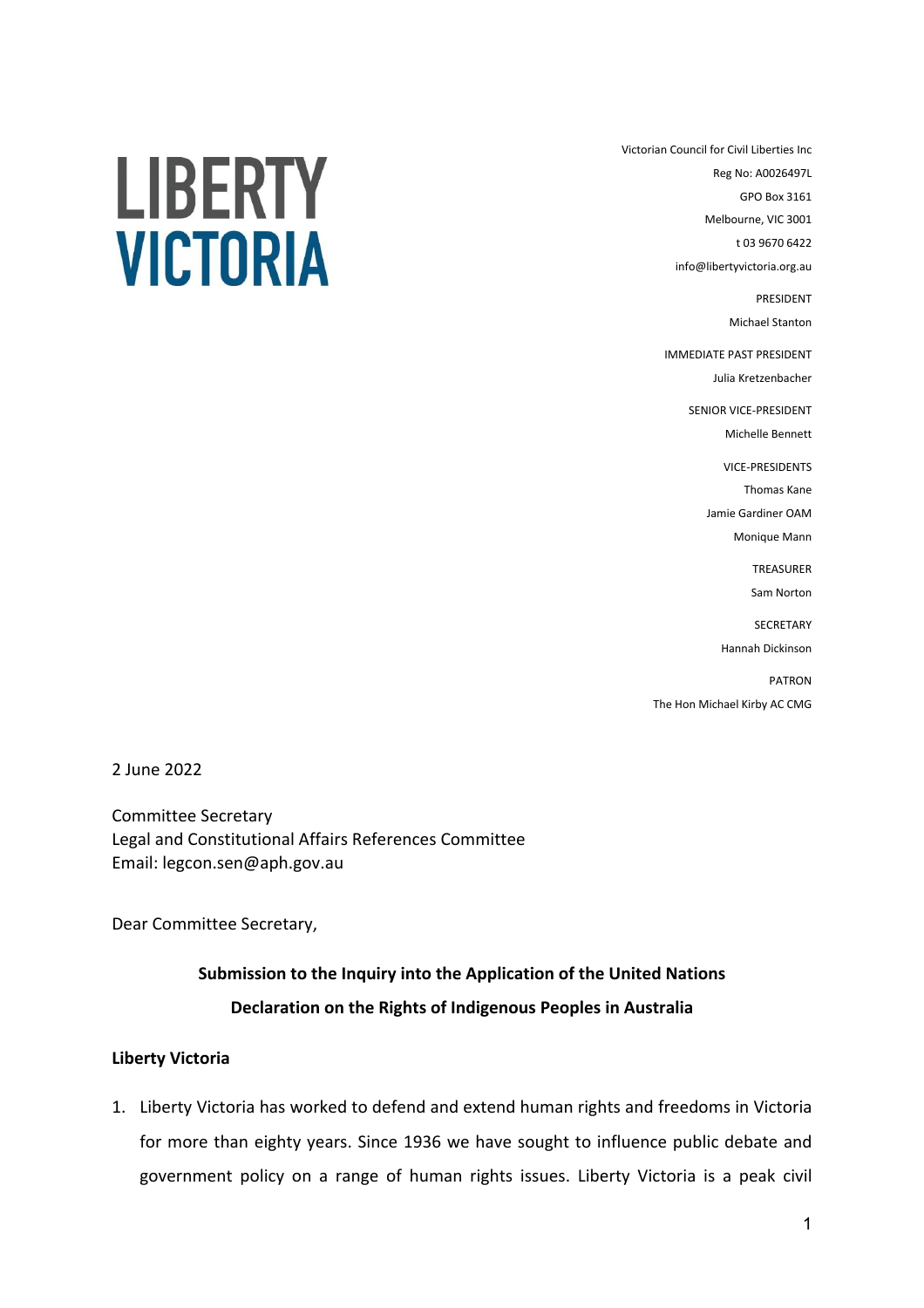# LIBERTY VICTORIA

Victorian Council for Civil Liberties Inc
Reg No: A0026497L
GPO Box 3161
Melbourne, VIC 3001
t 03 9670 6422
info@libertyvictoria.org.au

PRESIDENT
Michael Stanton

IMMEDIATE PAST PRESIDENT
Julia Kretzenbacher

SENIOR VICE-PRESIDENT
Michelle Bennett

VICE-PRESIDENTS
Thomas Kane
Jamie Gardiner OAM
Monique Mann

TREASURER
Sam Norton

SECRETARY
Hannah Dickinson

PATRON
The Hon Michael Kirby AC CMG

2 June 2022

Committee Secretary
Legal and Constitutional Affairs References Committee
Email: legcon.sen@aph.gov.au

Dear Committee Secretary,

**Submission to the Inquiry into the Application of the United Nations Declaration on the Rights of Indigenous Peoples in Australia**

**Liberty Victoria**

1. Liberty Victoria has worked to defend and extend human rights and freedoms in Victoria for more than eighty years. Since 1936 we have sought to influence public debate and government policy on a range of human rights issues. Liberty Victoria is a peak civil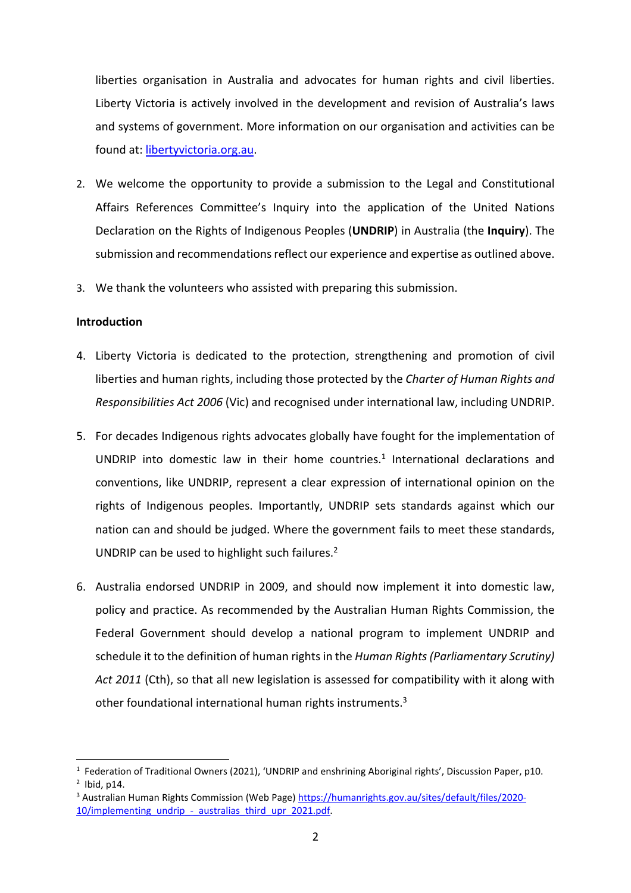liberties organisation in Australia and advocates for human rights and civil liberties. Liberty Victoria is actively involved in the development and revision of Australia's laws and systems of government. More information on our organisation and activities can be found at: [libertyvictoria.org.au](libertyvictoria.org.au).

2. We welcome the opportunity to provide a submission to the Legal and Constitutional Affairs References Committee's Inquiry into the application of the United Nations Declaration on the Rights of Indigenous Peoples (**UNDRIP**) in Australia (the **Inquiry**). The submission and recommendations reflect our experience and expertise as outlined above.

3. We thank the volunteers who assisted with preparing this submission.

**Introduction**

4. Liberty Victoria is dedicated to the protection, strengthening and promotion of civil liberties and human rights, including those protected by the *Charter of Human Rights and Responsibilities Act 2006* (Vic) and recognised under international law, including UNDRIP.

5. For decades Indigenous rights advocates globally have fought for the implementation of UNDRIP into domestic law in their home countries.[1] International declarations and conventions, like UNDRIP, represent a clear expression of international opinion on the rights of Indigenous peoples. Importantly, UNDRIP sets standards against which our nation can and should be judged. Where the government fails to meet these standards, UNDRIP can be used to highlight such failures.[2]

6. Australia endorsed UNDRIP in 2009, and should now implement it into domestic law, policy and practice. As recommended by the Australian Human Rights Commission, the Federal Government should develop a national program to implement UNDRIP and schedule it to the definition of human rights in the *Human Rights (Parliamentary Scrutiny) Act 2011* (Cth), so that all new legislation is assessed for compatibility with it along with other foundational international human rights instruments.[3]

---

[1] Federation of Traditional Owners (2021), 'UNDRIP and enshrining Aboriginal rights', Discussion Paper, p10.

[2] Ibid, p14.

[3] Australian Human Rights Commission (Web Page) [https://humanrights.gov.au/sites/default/files/2020-10/implementing_undrip_-_australias_third_upr_2021.pdf](https://humanrights.gov.au/sites/default/files/2020-10/implementing_undrip_-_australias_third_upr_2021.pdf).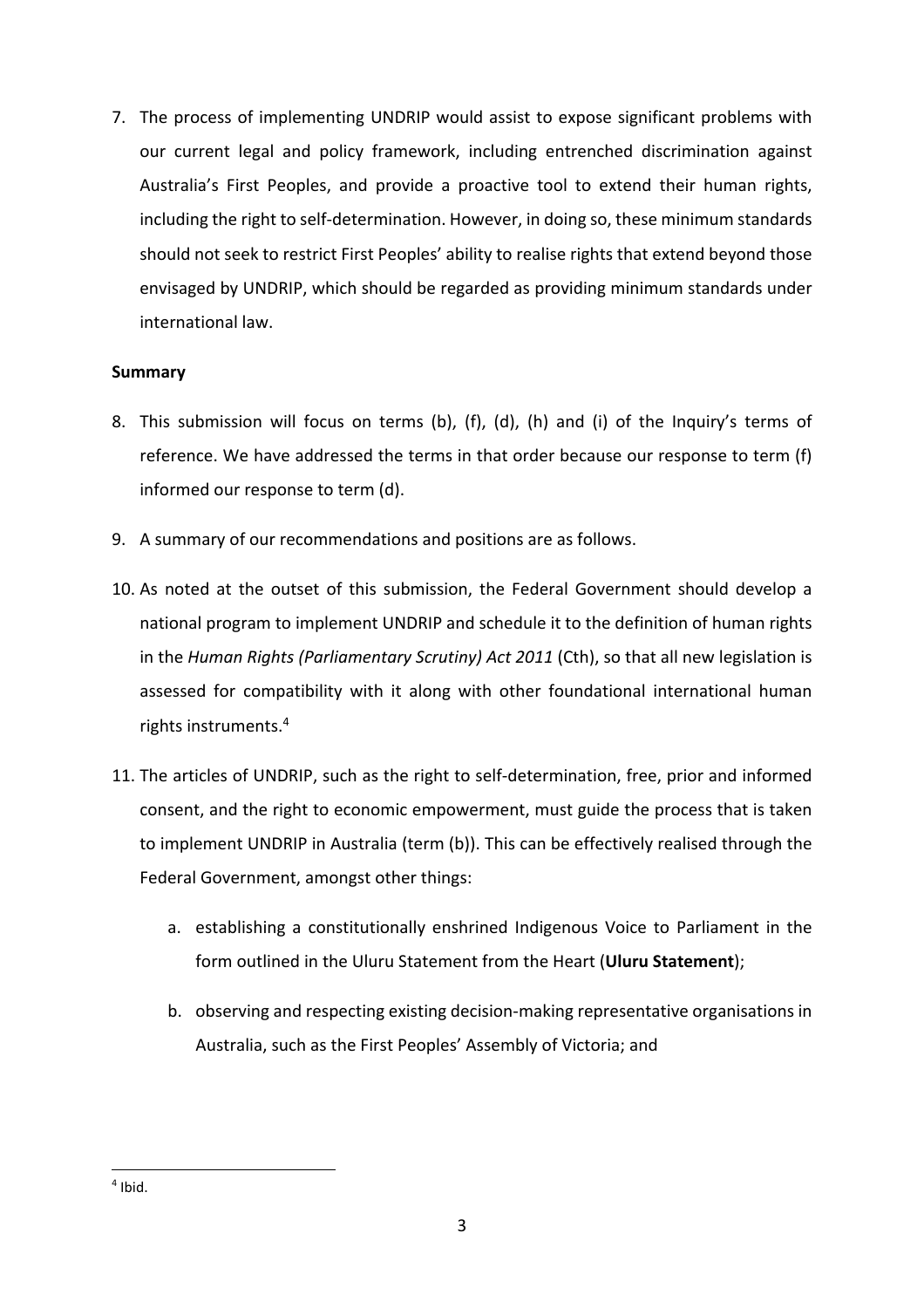7. The process of implementing UNDRIP would assist to expose significant problems with our current legal and policy framework, including entrenched discrimination against Australia's First Peoples, and provide a proactive tool to extend their human rights, including the right to self-determination. However, in doing so, these minimum standards should not seek to restrict First Peoples' ability to realise rights that extend beyond those envisaged by UNDRIP, which should be regarded as providing minimum standards under international law.

**Summary**

8. This submission will focus on terms (b), (f), (d), (h) and (i) of the Inquiry's terms of reference. We have addressed the terms in that order because our response to term (f) informed our response to term (d).

9. A summary of our recommendations and positions are as follows.

10. As noted at the outset of this submission, the Federal Government should develop a national program to implement UNDRIP and schedule it to the definition of human rights in the *Human Rights (Parliamentary Scrutiny) Act 2011* (Cth), so that all new legislation is assessed for compatibility with it along with other foundational international human rights instruments.[4]

11. The articles of UNDRIP, such as the right to self-determination, free, prior and informed consent, and the right to economic empowerment, must guide the process that is taken to implement UNDRIP in Australia (term (b)). This can be effectively realised through the Federal Government, amongst other things:

    a. establishing a constitutionally enshrined Indigenous Voice to Parliament in the form outlined in the Uluru Statement from the Heart (**Uluru Statement**);

    b. observing and respecting existing decision-making representative organisations in Australia, such as the First Peoples' Assembly of Victoria; and

---

[4] Ibid.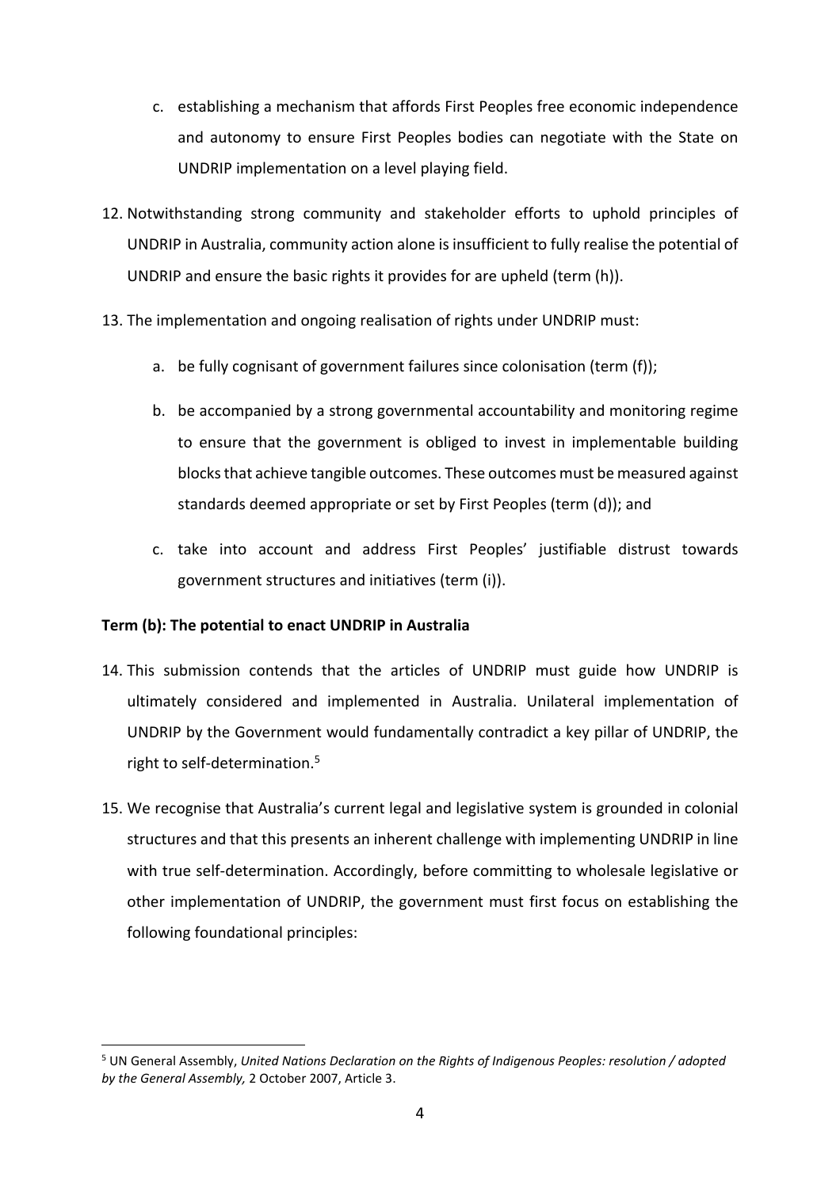c. establishing a mechanism that affords First Peoples free economic independence and autonomy to ensure First Peoples bodies can negotiate with the State on UNDRIP implementation on a level playing field.

12. Notwithstanding strong community and stakeholder efforts to uphold principles of UNDRIP in Australia, community action alone is insufficient to fully realise the potential of UNDRIP and ensure the basic rights it provides for are upheld (term (h)).

13. The implementation and ongoing realisation of rights under UNDRIP must:

    a. be fully cognisant of government failures since colonisation (term (f));

    b. be accompanied by a strong governmental accountability and monitoring regime to ensure that the government is obliged to invest in implementable building blocks that achieve tangible outcomes. These outcomes must be measured against standards deemed appropriate or set by First Peoples (term (d)); and

    c. take into account and address First Peoples' justifiable distrust towards government structures and initiatives (term (i)).

**Term (b): The potential to enact UNDRIP in Australia**

14. This submission contends that the articles of UNDRIP must guide how UNDRIP is ultimately considered and implemented in Australia. Unilateral implementation of UNDRIP by the Government would fundamentally contradict a key pillar of UNDRIP, the right to self-determination.[5]

15. We recognise that Australia's current legal and legislative system is grounded in colonial structures and that this presents an inherent challenge with implementing UNDRIP in line with true self-determination. Accordingly, before committing to wholesale legislative or other implementation of UNDRIP, the government must first focus on establishing the following foundational principles:

[5] UN General Assembly, *United Nations Declaration on the Rights of Indigenous Peoples: resolution / adopted by the General Assembly,* 2 October 2007, Article 3.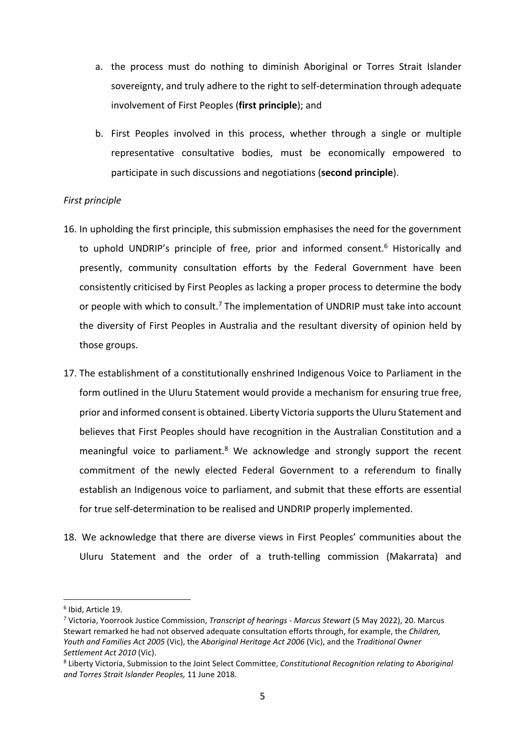a. the process must do nothing to diminish Aboriginal or Torres Strait Islander sovereignty, and truly adhere to the right to self-determination through adequate involvement of First Peoples (**first principle**); and

b. First Peoples involved in this process, whether through a single or multiple representative consultative bodies, must be economically empowered to participate in such discussions and negotiations (**second principle**).

*First principle*

16. In upholding the first principle, this submission emphasises the need for the government to uphold UNDRIP's principle of free, prior and informed consent.[6] Historically and presently, community consultation efforts by the Federal Government have been consistently criticised by First Peoples as lacking a proper process to determine the body or people with which to consult.[7] The implementation of UNDRIP must take into account the diversity of First Peoples in Australia and the resultant diversity of opinion held by those groups.

17. The establishment of a constitutionally enshrined Indigenous Voice to Parliament in the form outlined in the Uluru Statement would provide a mechanism for ensuring true free, prior and informed consent is obtained. Liberty Victoria supports the Uluru Statement and believes that First Peoples should have recognition in the Australian Constitution and a meaningful voice to parliament.[8] We acknowledge and strongly support the recent commitment of the newly elected Federal Government to a referendum to finally establish an Indigenous voice to parliament, and submit that these efforts are essential for true self-determination to be realised and UNDRIP properly implemented.

18. We acknowledge that there are diverse views in First Peoples' communities about the Uluru Statement and the order of a truth-telling commission (Makarrata) and

---

[6] Ibid, Article 19.

[7] Victoria, Yoorrook Justice Commission, *Transcript of hearings - Marcus Stewart* (5 May 2022), 20. Marcus Stewart remarked he had not observed adequate consultation efforts through, for example, the *Children, Youth and Families Act 2005* (Vic), the *Aboriginal Heritage Act 2006* (Vic), and the *Traditional Owner Settlement Act 2010* (Vic).

[8] Liberty Victoria, Submission to the Joint Select Committee, *Constitutional Recognition relating to Aboriginal and Torres Strait Islander Peoples,* 11 June 2018.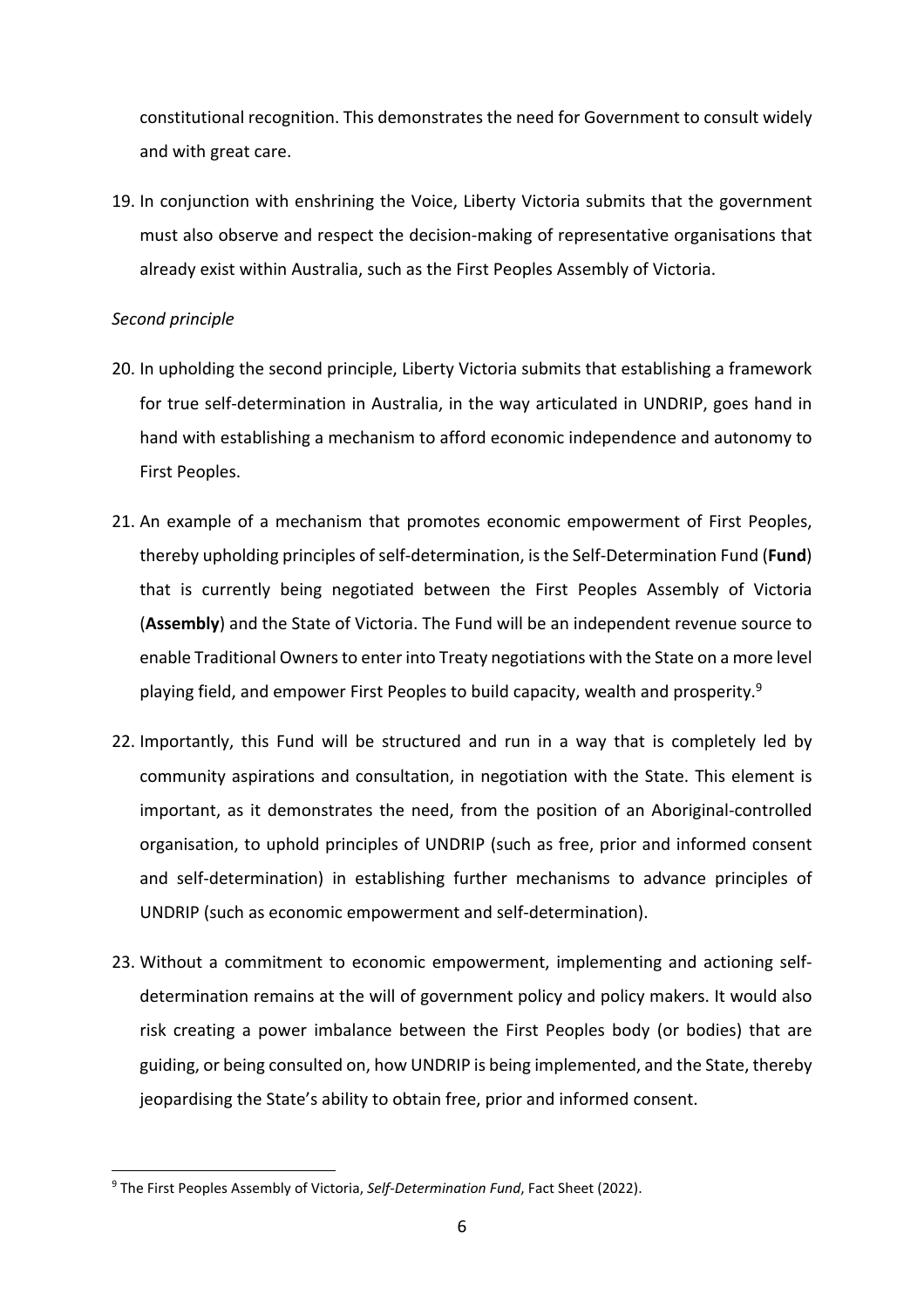constitutional recognition. This demonstrates the need for Government to consult widely and with great care.

19. In conjunction with enshrining the Voice, Liberty Victoria submits that the government must also observe and respect the decision-making of representative organisations that already exist within Australia, such as the First Peoples Assembly of Victoria.

*Second principle*

20. In upholding the second principle, Liberty Victoria submits that establishing a framework for true self-determination in Australia, in the way articulated in UNDRIP, goes hand in hand with establishing a mechanism to afford economic independence and autonomy to First Peoples.

21. An example of a mechanism that promotes economic empowerment of First Peoples, thereby upholding principles of self-determination, is the Self-Determination Fund (**Fund**) that is currently being negotiated between the First Peoples Assembly of Victoria (**Assembly**) and the State of Victoria. The Fund will be an independent revenue source to enable Traditional Owners to enter into Treaty negotiations with the State on a more level playing field, and empower First Peoples to build capacity, wealth and prosperity.[9]

22. Importantly, this Fund will be structured and run in a way that is completely led by community aspirations and consultation, in negotiation with the State. This element is important, as it demonstrates the need, from the position of an Aboriginal-controlled organisation, to uphold principles of UNDRIP (such as free, prior and informed consent and self-determination) in establishing further mechanisms to advance principles of UNDRIP (such as economic empowerment and self-determination).

23. Without a commitment to economic empowerment, implementing and actioning self-determination remains at the will of government policy and policy makers. It would also risk creating a power imbalance between the First Peoples body (or bodies) that are guiding, or being consulted on, how UNDRIP is being implemented, and the State, thereby jeopardising the State's ability to obtain free, prior and informed consent.

[9] The First Peoples Assembly of Victoria, *Self-Determination Fund*, Fact Sheet (2022).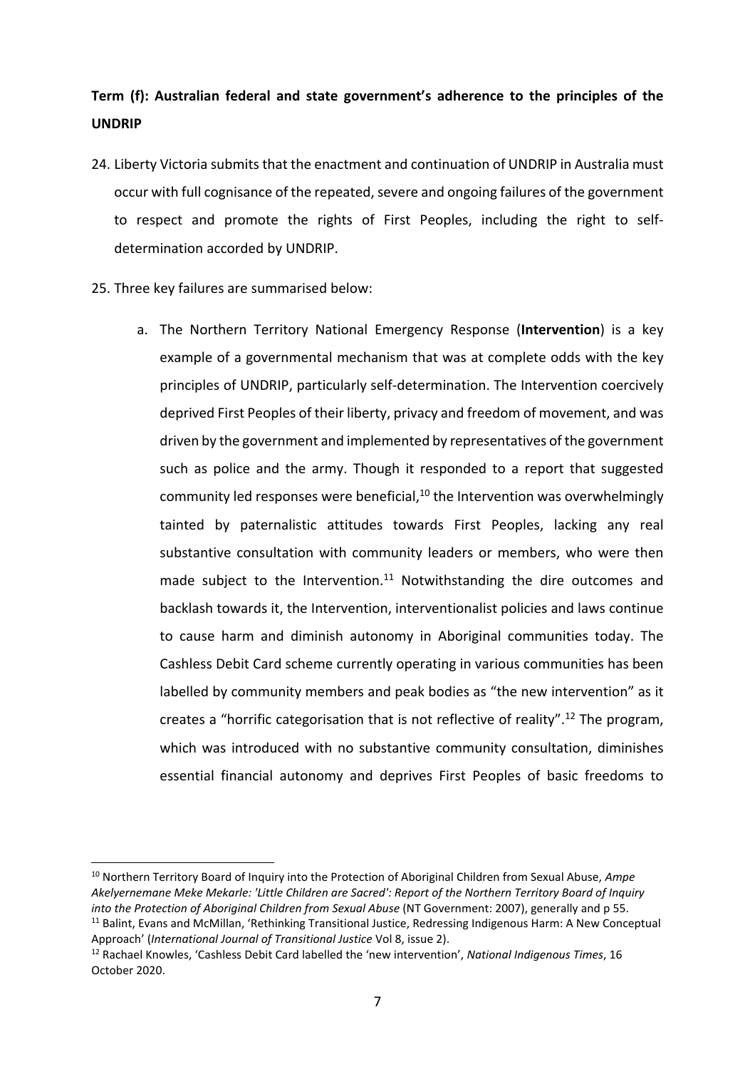**Term (f): Australian federal and state government's adherence to the principles of the UNDRIP**

24. Liberty Victoria submits that the enactment and continuation of UNDRIP in Australia must occur with full cognisance of the repeated, severe and ongoing failures of the government to respect and promote the rights of First Peoples, including the right to self-determination accorded by UNDRIP.

25. Three key failures are summarised below:

    a. The Northern Territory National Emergency Response (**Intervention**) is a key example of a governmental mechanism that was at complete odds with the key principles of UNDRIP, particularly self-determination. The Intervention coercively deprived First Peoples of their liberty, privacy and freedom of movement, and was driven by the government and implemented by representatives of the government such as police and the army. Though it responded to a report that suggested community led responses were beneficial,[10] the Intervention was overwhelmingly tainted by paternalistic attitudes towards First Peoples, lacking any real substantive consultation with community leaders or members, who were then made subject to the Intervention.[11] Notwithstanding the dire outcomes and backlash towards it, the Intervention, interventionalist policies and laws continue to cause harm and diminish autonomy in Aboriginal communities today. The Cashless Debit Card scheme currently operating in various communities has been labelled by community members and peak bodies as "the new intervention" as it creates a "horrific categorisation that is not reflective of reality".[12] The program, which was introduced with no substantive community consultation, diminishes essential financial autonomy and deprives First Peoples of basic freedoms to

---

[10] Northern Territory Board of Inquiry into the Protection of Aboriginal Children from Sexual Abuse, *Ampe Akelyernemane Meke Mekarle: 'Little Children are Sacred': Report of the Northern Territory Board of Inquiry into the Protection of Aboriginal Children from Sexual Abuse* (NT Government: 2007), generally and p 55.

[11] Balint, Evans and McMillan, 'Rethinking Transitional Justice, Redressing Indigenous Harm: A New Conceptual Approach' (*International Journal of Transitional Justice* Vol 8, issue 2).

[12] Rachael Knowles, 'Cashless Debit Card labelled the 'new intervention', *National Indigenous Times*, 16 October 2020.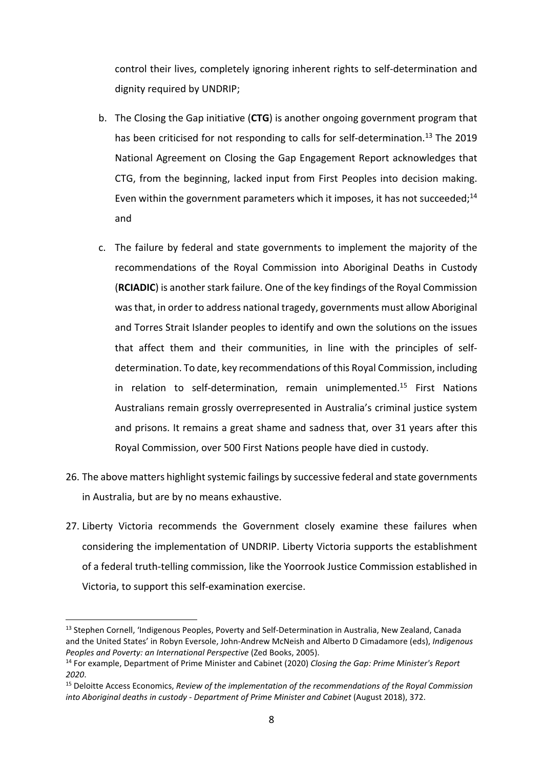control their lives, completely ignoring inherent rights to self-determination and dignity required by UNDRIP;

b. The Closing the Gap initiative (**CTG**) is another ongoing government program that has been criticised for not responding to calls for self-determination.[13] The 2019 National Agreement on Closing the Gap Engagement Report acknowledges that CTG, from the beginning, lacked input from First Peoples into decision making. Even within the government parameters which it imposes, it has not succeeded;[14] and

c. The failure by federal and state governments to implement the majority of the recommendations of the Royal Commission into Aboriginal Deaths in Custody (**RCIADIC**) is another stark failure. One of the key findings of the Royal Commission was that, in order to address national tragedy, governments must allow Aboriginal and Torres Strait Islander peoples to identify and own the solutions on the issues that affect them and their communities, in line with the principles of self-determination. To date, key recommendations of this Royal Commission, including in relation to self-determination, remain unimplemented.[15] First Nations Australians remain grossly overrepresented in Australia's criminal justice system and prisons. It remains a great shame and sadness that, over 31 years after this Royal Commission, over 500 First Nations people have died in custody.

26. The above matters highlight systemic failings by successive federal and state governments in Australia, but are by no means exhaustive.

27. Liberty Victoria recommends the Government closely examine these failures when considering the implementation of UNDRIP. Liberty Victoria supports the establishment of a federal truth-telling commission, like the Yoorrook Justice Commission established in Victoria, to support this self-examination exercise.

---

[13] Stephen Cornell, 'Indigenous Peoples, Poverty and Self-Determination in Australia, New Zealand, Canada and the United States' in Robyn Eversole, John-Andrew McNeish and Alberto D Cimadamore (eds), *Indigenous Peoples and Poverty: an International Perspective* (Zed Books, 2005).

[14] For example, Department of Prime Minister and Cabinet (2020) *Closing the Gap: Prime Minister's Report 2020*.

[15] Deloitte Access Economics, *Review of the implementation of the recommendations of the Royal Commission into Aboriginal deaths in custody - Department of Prime Minister and Cabinet* (August 2018), 372.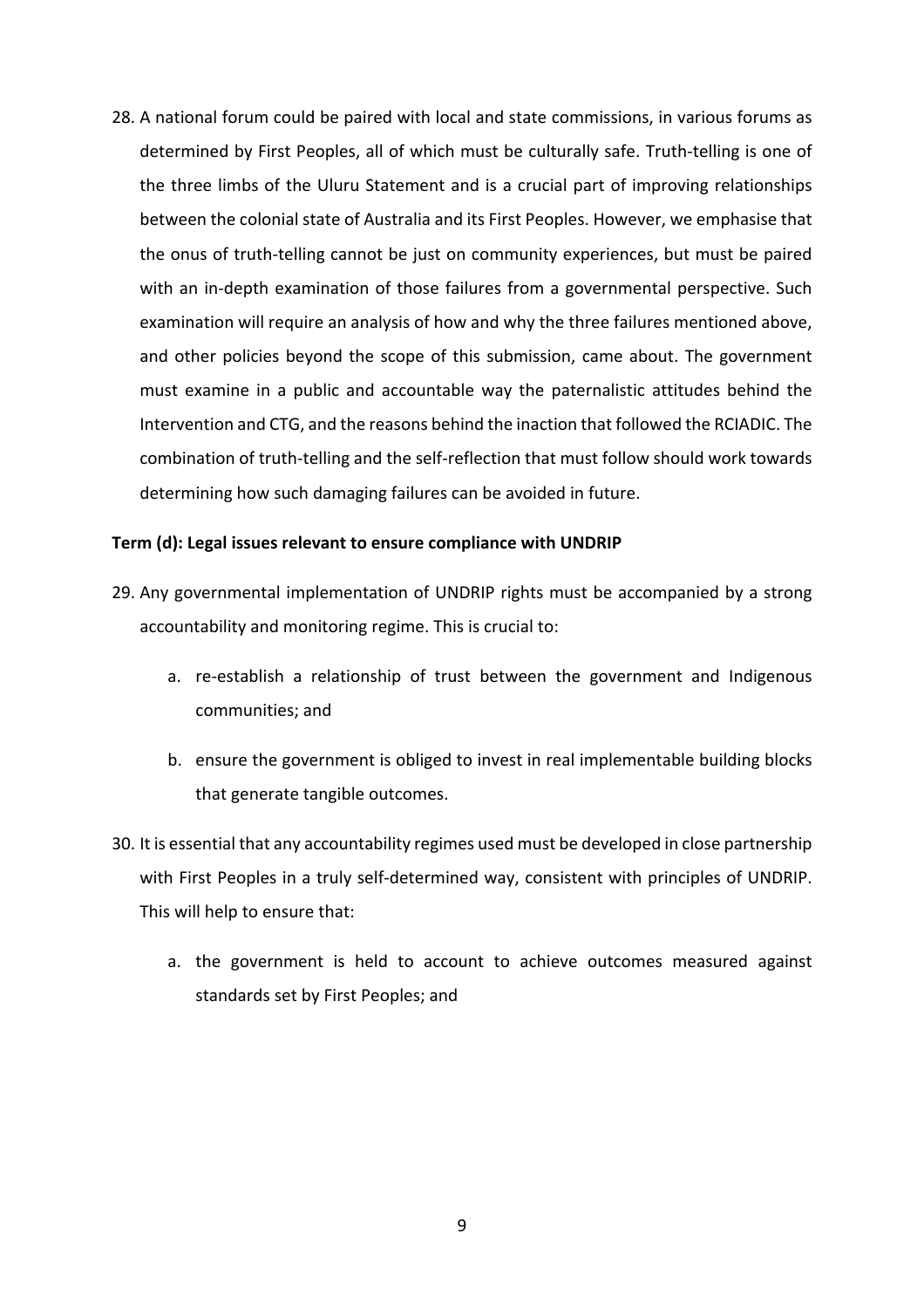28. A national forum could be paired with local and state commissions, in various forums as determined by First Peoples, all of which must be culturally safe. Truth-telling is one of the three limbs of the Uluru Statement and is a crucial part of improving relationships between the colonial state of Australia and its First Peoples. However, we emphasise that the onus of truth-telling cannot be just on community experiences, but must be paired with an in-depth examination of those failures from a governmental perspective. Such examination will require an analysis of how and why the three failures mentioned above, and other policies beyond the scope of this submission, came about. The government must examine in a public and accountable way the paternalistic attitudes behind the Intervention and CTG, and the reasons behind the inaction that followed the RCIADIC. The combination of truth-telling and the self-reflection that must follow should work towards determining how such damaging failures can be avoided in future.

**Term (d): Legal issues relevant to ensure compliance with UNDRIP**

29. Any governmental implementation of UNDRIP rights must be accompanied by a strong accountability and monitoring regime. This is crucial to:

    a. re-establish a relationship of trust between the government and Indigenous communities; and

    b. ensure the government is obliged to invest in real implementable building blocks that generate tangible outcomes.

30. It is essential that any accountability regimes used must be developed in close partnership with First Peoples in a truly self-determined way, consistent with principles of UNDRIP. This will help to ensure that:

    a. the government is held to account to achieve outcomes measured against standards set by First Peoples; and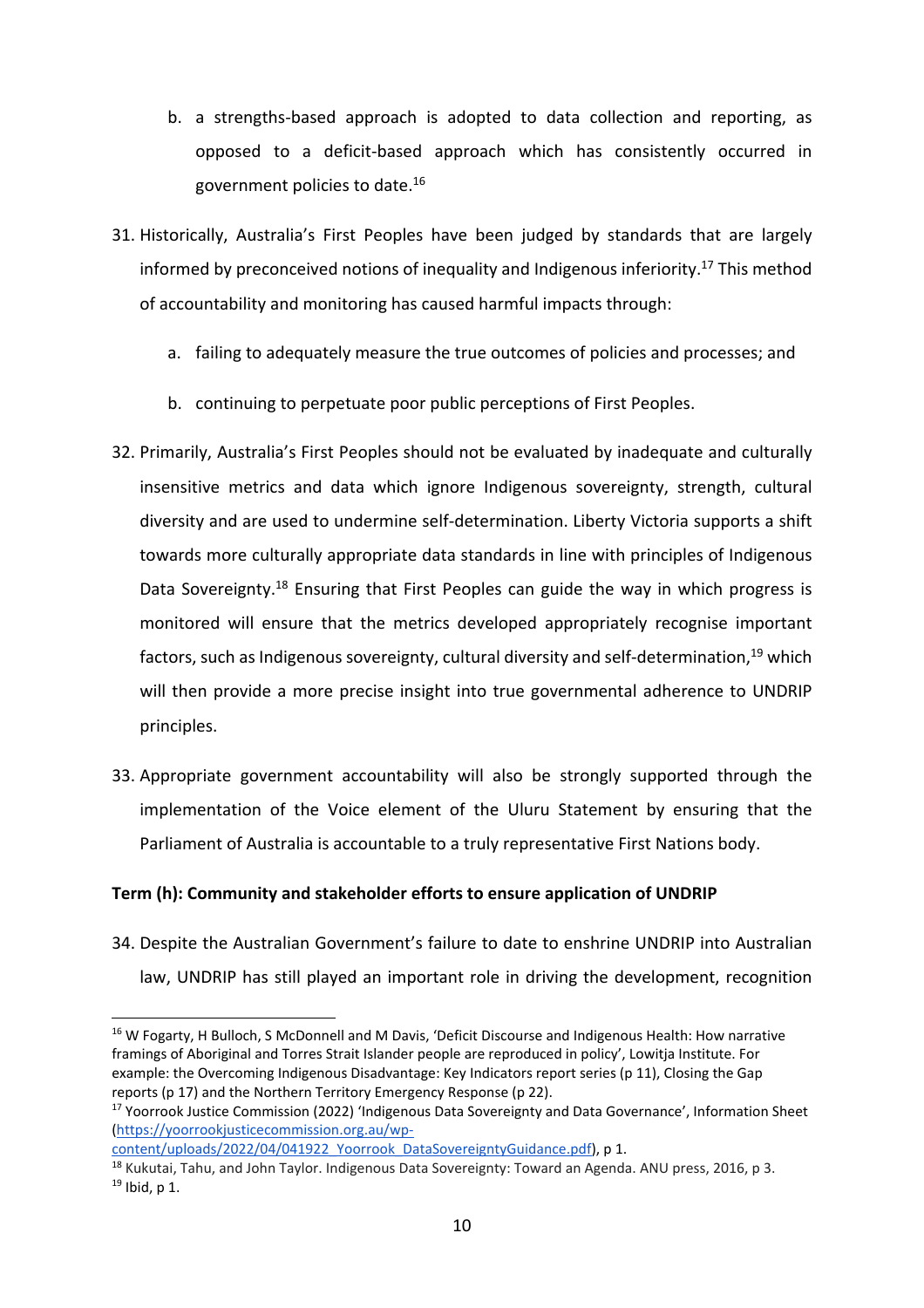b. a strengths-based approach is adopted to data collection and reporting, as opposed to a deficit-based approach which has consistently occurred in government policies to date.[16]

31. Historically, Australia's First Peoples have been judged by standards that are largely informed by preconceived notions of inequality and Indigenous inferiority.[17] This method of accountability and monitoring has caused harmful impacts through:

   a. failing to adequately measure the true outcomes of policies and processes; and

   b. continuing to perpetuate poor public perceptions of First Peoples.

32. Primarily, Australia's First Peoples should not be evaluated by inadequate and culturally insensitive metrics and data which ignore Indigenous sovereignty, strength, cultural diversity and are used to undermine self-determination. Liberty Victoria supports a shift towards more culturally appropriate data standards in line with principles of Indigenous Data Sovereignty.[18] Ensuring that First Peoples can guide the way in which progress is monitored will ensure that the metrics developed appropriately recognise important factors, such as Indigenous sovereignty, cultural diversity and self-determination,[19] which will then provide a more precise insight into true governmental adherence to UNDRIP principles.

33. Appropriate government accountability will also be strongly supported through the implementation of the Voice element of the Uluru Statement by ensuring that the Parliament of Australia is accountable to a truly representative First Nations body.

**Term (h): Community and stakeholder efforts to ensure application of UNDRIP**

34. Despite the Australian Government's failure to date to enshrine UNDRIP into Australian law, UNDRIP has still played an important role in driving the development, recognition

---

[16] W Fogarty, H Bulloch, S McDonnell and M Davis, 'Deficit Discourse and Indigenous Health: How narrative framings of Aboriginal and Torres Strait Islander people are reproduced in policy', Lowitja Institute. For example: the Overcoming Indigenous Disadvantage: Key Indicators report series (p 11), Closing the Gap reports (p 17) and the Northern Territory Emergency Response (p 22).

[17] Yoorrook Justice Commission (2022) 'Indigenous Data Sovereignty and Data Governance', Information Sheet (https://yoorrookjusticecommission.org.au/wp-content/uploads/2022/04/041922_Yoorrook_DataSovereigntyGuidance.pdf), p 1.

[18] Kukutai, Tahu, and John Taylor. Indigenous Data Sovereignty: Toward an Agenda. ANU press, 2016, p 3.

[19] Ibid, p 1.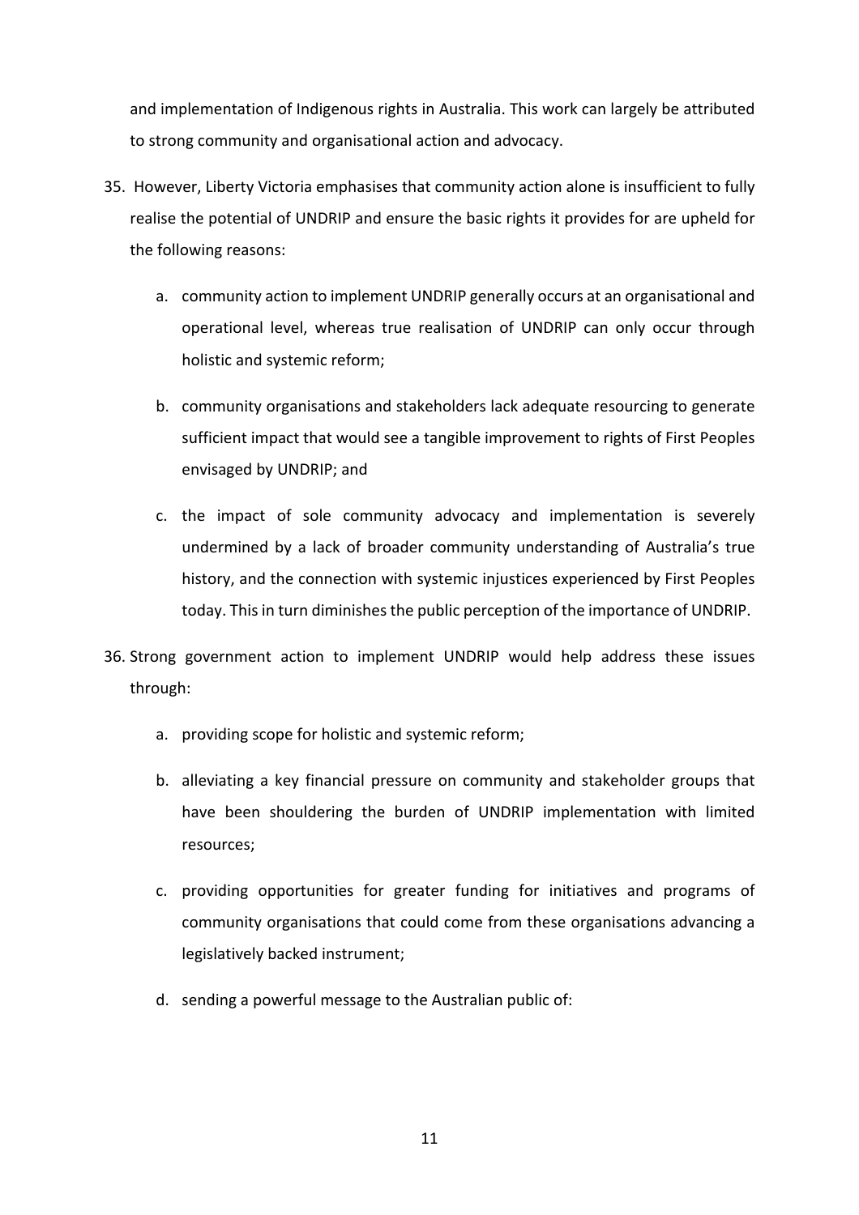and implementation of Indigenous rights in Australia. This work can largely be attributed to strong community and organisational action and advocacy.

35. However, Liberty Victoria emphasises that community action alone is insufficient to fully realise the potential of UNDRIP and ensure the basic rights it provides for are upheld for the following reasons:

    a. community action to implement UNDRIP generally occurs at an organisational and operational level, whereas true realisation of UNDRIP can only occur through holistic and systemic reform;

    b. community organisations and stakeholders lack adequate resourcing to generate sufficient impact that would see a tangible improvement to rights of First Peoples envisaged by UNDRIP; and

    c. the impact of sole community advocacy and implementation is severely undermined by a lack of broader community understanding of Australia's true history, and the connection with systemic injustices experienced by First Peoples today. This in turn diminishes the public perception of the importance of UNDRIP.

36. Strong government action to implement UNDRIP would help address these issues through:

    a. providing scope for holistic and systemic reform;

    b. alleviating a key financial pressure on community and stakeholder groups that have been shouldering the burden of UNDRIP implementation with limited resources;

    c. providing opportunities for greater funding for initiatives and programs of community organisations that could come from these organisations advancing a legislatively backed instrument;

    d. sending a powerful message to the Australian public of: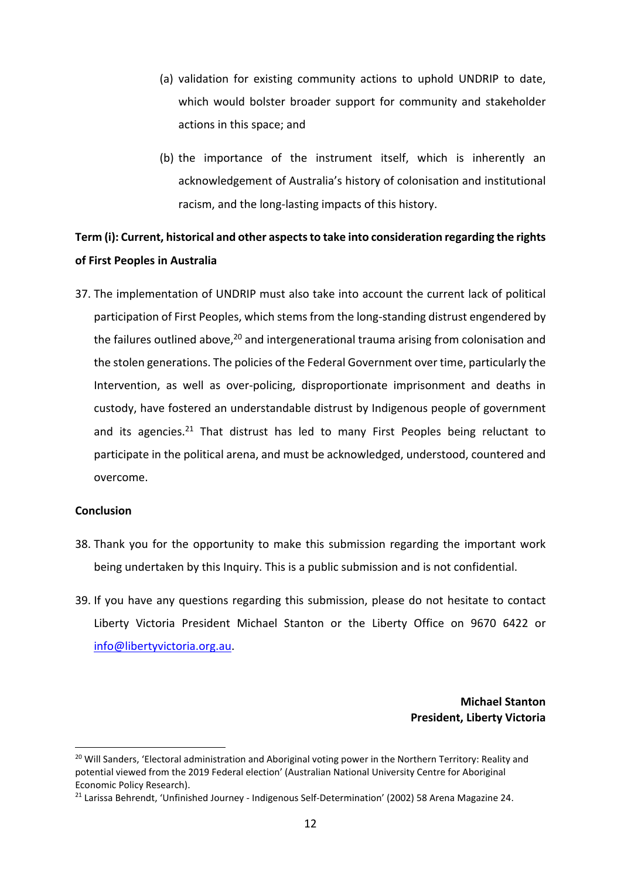(a) validation for existing community actions to uphold UNDRIP to date, which would bolster broader support for community and stakeholder actions in this space; and

(b) the importance of the instrument itself, which is inherently an acknowledgement of Australia's history of colonisation and institutional racism, and the long-lasting impacts of this history.

**Term (i): Current, historical and other aspects to take into consideration regarding the rights of First Peoples in Australia**

37. The implementation of UNDRIP must also take into account the current lack of political participation of First Peoples, which stems from the long-standing distrust engendered by the failures outlined above,[20] and intergenerational trauma arising from colonisation and the stolen generations. The policies of the Federal Government over time, particularly the Intervention, as well as over-policing, disproportionate imprisonment and deaths in custody, have fostered an understandable distrust by Indigenous people of government and its agencies.[21] That distrust has led to many First Peoples being reluctant to participate in the political arena, and must be acknowledged, understood, countered and overcome.

**Conclusion**

38. Thank you for the opportunity to make this submission regarding the important work being undertaken by this Inquiry. This is a public submission and is not confidential.

39. If you have any questions regarding this submission, please do not hesitate to contact Liberty Victoria President Michael Stanton or the Liberty Office on 9670 6422 or info@libertyvictoria.org.au.

**Michael Stanton**
**President, Liberty Victoria**

---

[20] Will Sanders, 'Electoral administration and Aboriginal voting power in the Northern Territory: Reality and potential viewed from the 2019 Federal election' (Australian National University Centre for Aboriginal Economic Policy Research).

[21] Larissa Behrendt, 'Unfinished Journey - Indigenous Self-Determination' (2002) 58 Arena Magazine 24.